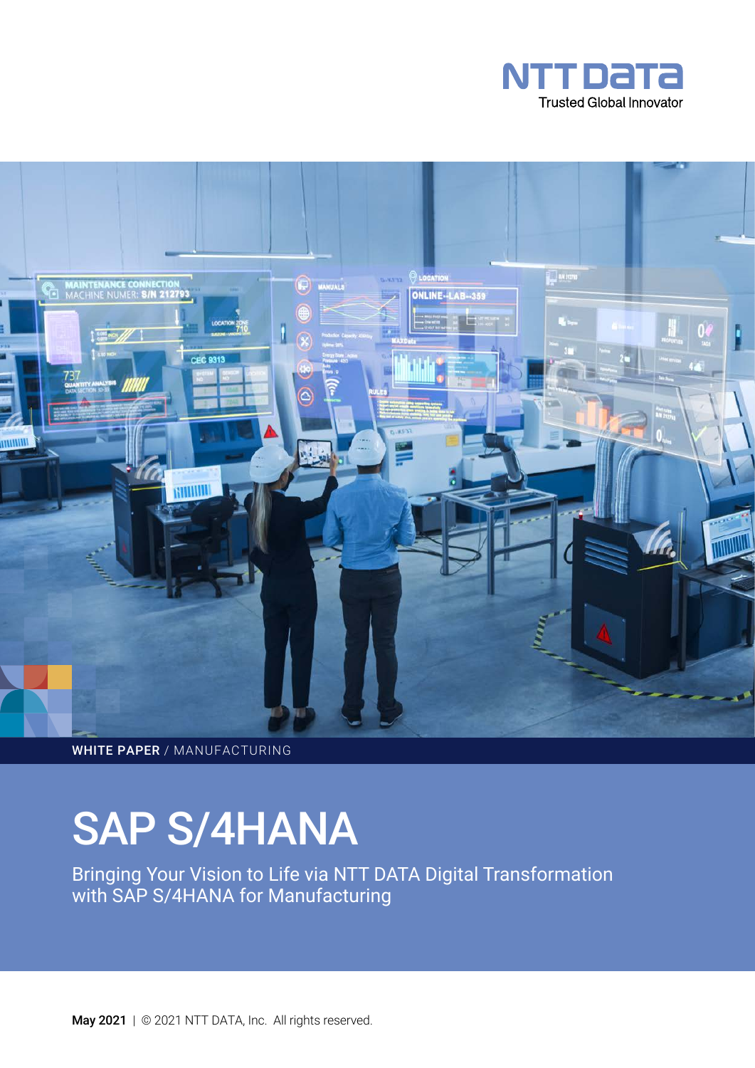NTT DATA
Trusted Global Innovator

**WHITE PAPER** / MANUFACTURING

# SAP S/4HANA

Bringing Your Vision to Life via NTT DATA Digital Transformation with SAP S/4HANA for Manufacturing

**May 2021** | © 2021 NTT DATA, Inc. All rights reserved.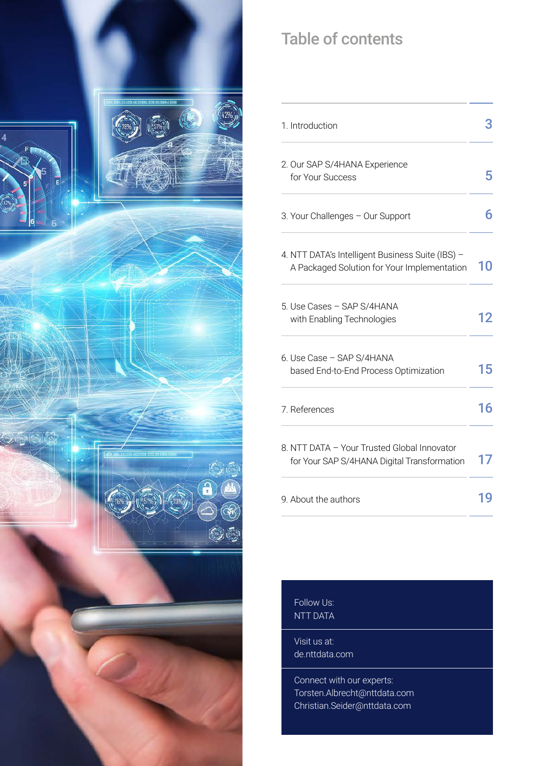# Table of contents

| | |
|---|---|
| 1. Introduction | 3 |
| 2. Our SAP S/4HANA Experience for Your Success | 5 |
| 3. Your Challenges – Our Support | 6 |
| 4. NTT DATA's Intelligent Business Suite (IBS) – A Packaged Solution for Your Implementation | 10 |
| 5. Use Cases – SAP S/4HANA with Enabling Technologies | 12 |
| 6. Use Case – SAP S/4HANA based End-to-End Process Optimization | 15 |
| 7. References | 16 |
| 8. NTT DATA – Your Trusted Global Innovator for Your SAP S/4HANA Digital Transformation | 17 |
| 9. About the authors | 19 |

Follow Us:
NTT DATA

Visit us at:
de.nttdata.com

Connect with our experts:
Torsten.Albrecht@nttdata.com
Christian.Seider@nttdata.com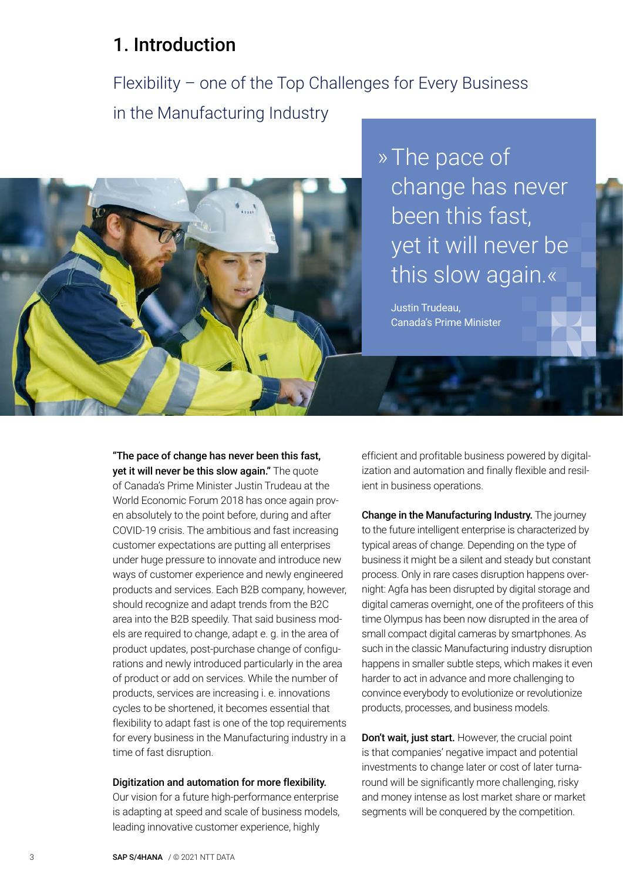# 1. Introduction

## Flexibility – one of the Top Challenges for Every Business in the Manufacturing Industry

» The pace of change has never been this fast, yet it will never be this slow again.«

Justin Trudeau,
Canada's Prime Minister

**"The pace of change has never been this fast, yet it will never be this slow again."** The quote of Canada's Prime Minister Justin Trudeau at the World Economic Forum 2018 has once again proven absolutely to the point before, during and after COVID-19 crisis. The ambitious and fast increasing customer expectations are putting all enterprises under huge pressure to innovate and introduce new ways of customer experience and newly engineered products and services. Each B2B company, however, should recognize and adapt trends from the B2C area into the B2B speedily. That said business models are required to change, adapt e. g. in the area of product updates, post-purchase change of configurations and newly introduced particularly in the area of product or add on services. While the number of products, services are increasing i. e. innovations cycles to be shortened, it becomes essential that flexibility to adapt fast is one of the top requirements for every business in the Manufacturing industry in a time of fast disruption.

**Digitization and automation for more flexibility.** Our vision for a future high-performance enterprise is adapting at speed and scale of business models, leading innovative customer experience, highly efficient and profitable business powered by digitalization and automation and finally flexible and resilient in business operations.

**Change in the Manufacturing Industry.** The journey to the future intelligent enterprise is characterized by typical areas of change. Depending on the type of business it might be a silent and steady but constant process. Only in rare cases disruption happens overnight: Agfa has been disrupted by digital storage and digital cameras overnight, one of the profiteers of this time Olympus has been now disrupted in the area of small compact digital cameras by smartphones. As such in the classic Manufacturing industry disruption happens in smaller subtle steps, which makes it even harder to act in advance and more challenging to convince everybody to evolutionize or revolutionize products, processes, and business models.

**Don't wait, just start.** However, the crucial point is that companies' negative impact and potential investments to change later or cost of later turnaround will be significantly more challenging, risky and money intense as lost market share or market segments will be conquered by the competition.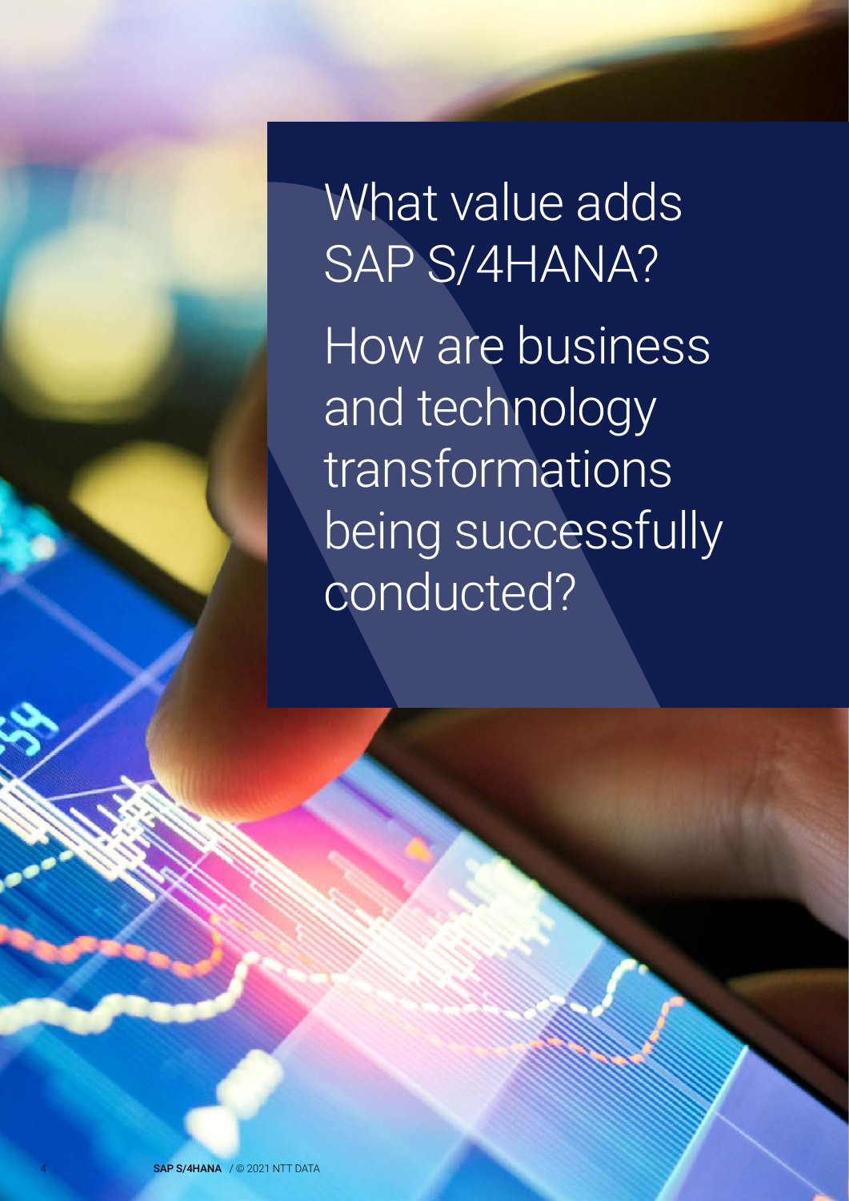# What value adds SAP S/4HANA?

# How are business and technology transformations being successfully conducted?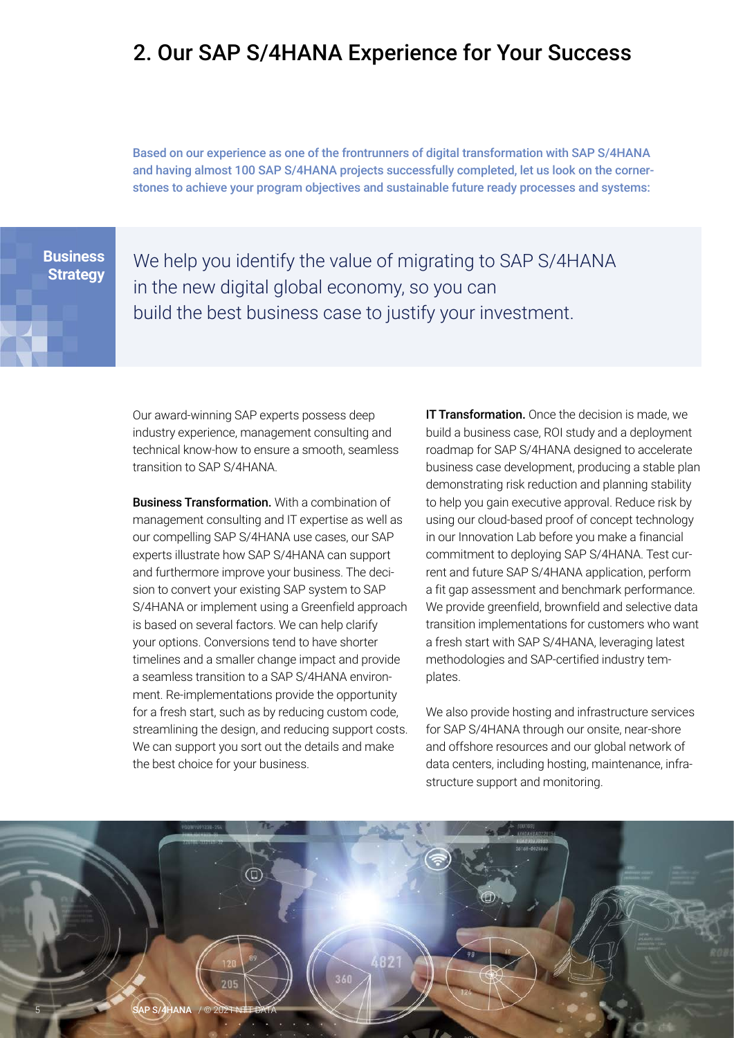## 2. Our SAP S/4HANA Experience for Your Success

**Based on our experience as one of the frontrunners of digital transformation with SAP S/4HANA and having almost 100 SAP S/4HANA projects successfully completed, let us look on the cornerstones to achieve your program objectives and sustainable future ready processes and systems:**

**Business Strategy**

We help you identify the value of migrating to SAP S/4HANA in the new digital global economy, so you can build the best business case to justify your investment.

Our award-winning SAP experts possess deep industry experience, management consulting and technical know-how to ensure a smooth, seamless transition to SAP S/4HANA.

**Business Transformation.** With a combination of management consulting and IT expertise as well as our compelling SAP S/4HANA use cases, our SAP experts illustrate how SAP S/4HANA can support and furthermore improve your business. The decision to convert your existing SAP system to SAP S/4HANA or implement using a Greenfield approach is based on several factors. We can help clarify your options. Conversions tend to have shorter timelines and a smaller change impact and provide a seamless transition to a SAP S/4HANA environment. Re-implementations provide the opportunity for a fresh start, such as by reducing custom code, streamlining the design, and reducing support costs. We can support you sort out the details and make the best choice for your business.

**IT Transformation.** Once the decision is made, we build a business case, ROI study and a deployment roadmap for SAP S/4HANA designed to accelerate business case development, producing a stable plan demonstrating risk reduction and planning stability to help you gain executive approval. Reduce risk by using our cloud-based proof of concept technology in our Innovation Lab before you make a financial commitment to deploying SAP S/4HANA. Test current and future SAP S/4HANA application, perform a fit gap assessment and benchmark performance. We provide greenfield, brownfield and selective data transition implementations for customers who want a fresh start with SAP S/4HANA, leveraging latest methodologies and SAP-certified industry templates.

We also provide hosting and infrastructure services for SAP S/4HANA through our onsite, near-shore and offshore resources and our global network of data centers, including hosting, maintenance, infrastructure support and monitoring.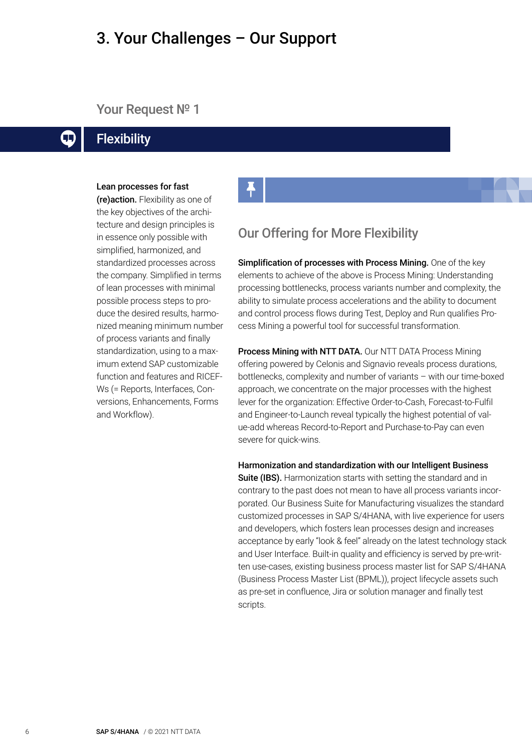# 3. Your Challenges – Our Support

## Your Request № 1

## Flexibility

**Lean processes for fast (re)action.** Flexibility as one of the key objectives of the architecture and design principles is in essence only possible with simplified, harmonized, and standardized processes across the company. Simplified in terms of lean processes with minimal possible process steps to produce the desired results, harmonized meaning minimum number of process variants and finally standardization, using to a maximum extend SAP customizable function and features and RICEFWs (= Reports, Interfaces, Conversions, Enhancements, Forms and Workflow).

### Our Offering for More Flexibility

**Simplification of processes with Process Mining.** One of the key elements to achieve of the above is Process Mining: Understanding processing bottlenecks, process variants number and complexity, the ability to simulate process accelerations and the ability to document and control process flows during Test, Deploy and Run qualifies Process Mining a powerful tool for successful transformation.

**Process Mining with NTT DATA.** Our NTT DATA Process Mining offering powered by Celonis and Signavio reveals process durations, bottlenecks, complexity and number of variants – with our time-boxed approach, we concentrate on the major processes with the highest lever for the organization: Effective Order-to-Cash, Forecast-to-Fulfil and Engineer-to-Launch reveal typically the highest potential of value-add whereas Record-to-Report and Purchase-to-Pay can even severe for quick-wins.

**Harmonization and standardization with our Intelligent Business Suite (IBS).** Harmonization starts with setting the standard and in contrary to the past does not mean to have all process variants incorporated. Our Business Suite for Manufacturing visualizes the standard customized processes in SAP S/4HANA, with live experience for users and developers, which fosters lean processes design and increases acceptance by early "look & feel" already on the latest technology stack and User Interface. Built-in quality and efficiency is served by pre-written use-cases, existing business process master list for SAP S/4HANA (Business Process Master List (BPML)), project lifecycle assets such as pre-set in confluence, Jira or solution manager and finally test scripts.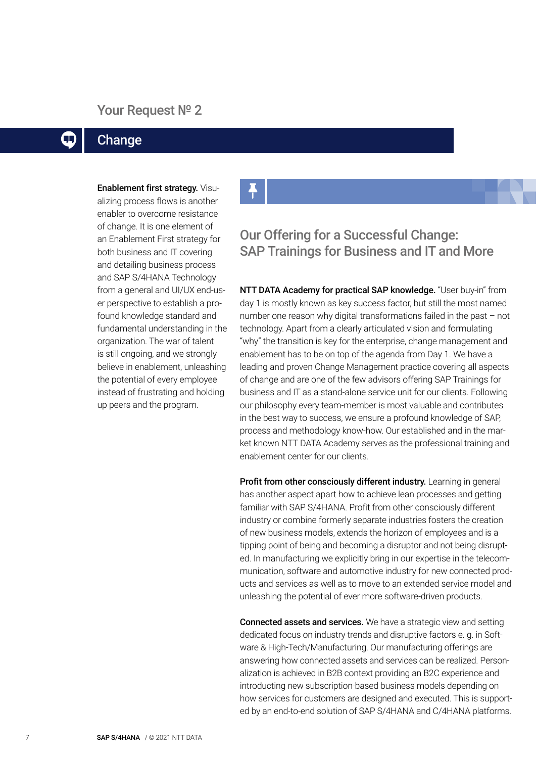Your Request № 2

# Change

**Enablement first strategy.** Visualizing process flows is another enabler to overcome resistance of change. It is one element of an Enablement First strategy for both business and IT covering and detailing business process and SAP S/4HANA Technology from a general and UI/UX end-user perspective to establish a profound knowledge standard and fundamental understanding in the organization. The war of talent is still ongoing, and we strongly believe in enablement, unleashing the potential of every employee instead of frustrating and holding up peers and the program.

## Our Offering for a Successful Change: SAP Trainings for Business and IT and More

**NTT DATA Academy for practical SAP knowledge.** "User buy-in" from day 1 is mostly known as key success factor, but still the most named number one reason why digital transformations failed in the past – not technology. Apart from a clearly articulated vision and formulating "why" the transition is key for the enterprise, change management and enablement has to be on top of the agenda from Day 1. We have a leading and proven Change Management practice covering all aspects of change and are one of the few advisors offering SAP Trainings for business and IT as a stand-alone service unit for our clients. Following our philosophy every team-member is most valuable and contributes in the best way to success, we ensure a profound knowledge of SAP, process and methodology know-how. Our established and in the market known NTT DATA Academy serves as the professional training and enablement center for our clients.

**Profit from other consciously different industry.** Learning in general has another aspect apart how to achieve lean processes and getting familiar with SAP S/4HANA. Profit from other consciously different industry or combine formerly separate industries fosters the creation of new business models, extends the horizon of employees and is a tipping point of being and becoming a disruptor and not being disrupted. In manufacturing we explicitly bring in our expertise in the telecommunication, software and automotive industry for new connected products and services as well as to move to an extended service model and unleashing the potential of ever more software-driven products.

**Connected assets and services.** We have a strategic view and setting dedicated focus on industry trends and disruptive factors e. g. in Software & High-Tech/Manufacturing. Our manufacturing offerings are answering how connected assets and services can be realized. Personalization is achieved in B2B context providing an B2C experience and introducting new subscription-based business models depending on how services for customers are designed and executed. This is supported by an end-to-end solution of SAP S/4HANA and C/4HANA platforms.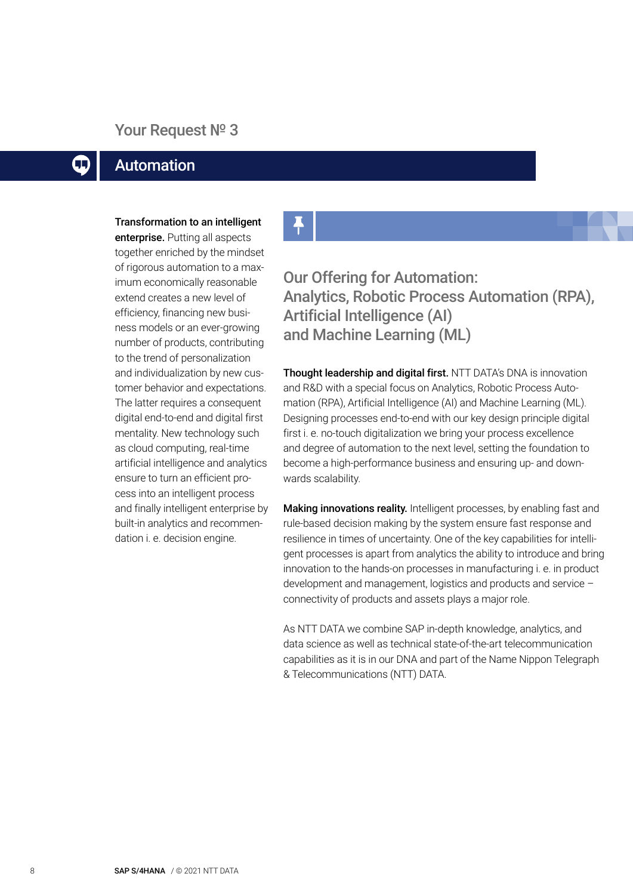Your Request № 3

## Automation

**Transformation to an intelligent enterprise.** Putting all aspects together enriched by the mindset of rigorous automation to a maximum economically reasonable extend creates a new level of efficiency, financing new business models or an ever-growing number of products, contributing to the trend of personalization and individualization by new customer behavior and expectations. The latter requires a consequent digital end-to-end and digital first mentality. New technology such as cloud computing, real-time artificial intelligence and analytics ensure to turn an efficient process into an intelligent process and finally intelligent enterprise by built-in analytics and recommendation i. e. decision engine.

### Our Offering for Automation: Analytics, Robotic Process Automation (RPA), Artificial Intelligence (AI) and Machine Learning (ML)

**Thought leadership and digital first.** NTT DATA's DNA is innovation and R&D with a special focus on Analytics, Robotic Process Automation (RPA), Artificial Intelligence (AI) and Machine Learning (ML). Designing processes end-to-end with our key design principle digital first i. e. no-touch digitalization we bring your process excellence and degree of automation to the next level, setting the foundation to become a high-performance business and ensuring up- and downwards scalability.

**Making innovations reality.** Intelligent processes, by enabling fast and rule-based decision making by the system ensure fast response and resilience in times of uncertainty. One of the key capabilities for intelligent processes is apart from analytics the ability to introduce and bring innovation to the hands-on processes in manufacturing i. e. in product development and management, logistics and products and service – connectivity of products and assets plays a major role.

As NTT DATA we combine SAP in-depth knowledge, analytics, and data science as well as technical state-of-the-art telecommunication capabilities as it is in our DNA and part of the Name Nippon Telegraph & Telecommunications (NTT) DATA.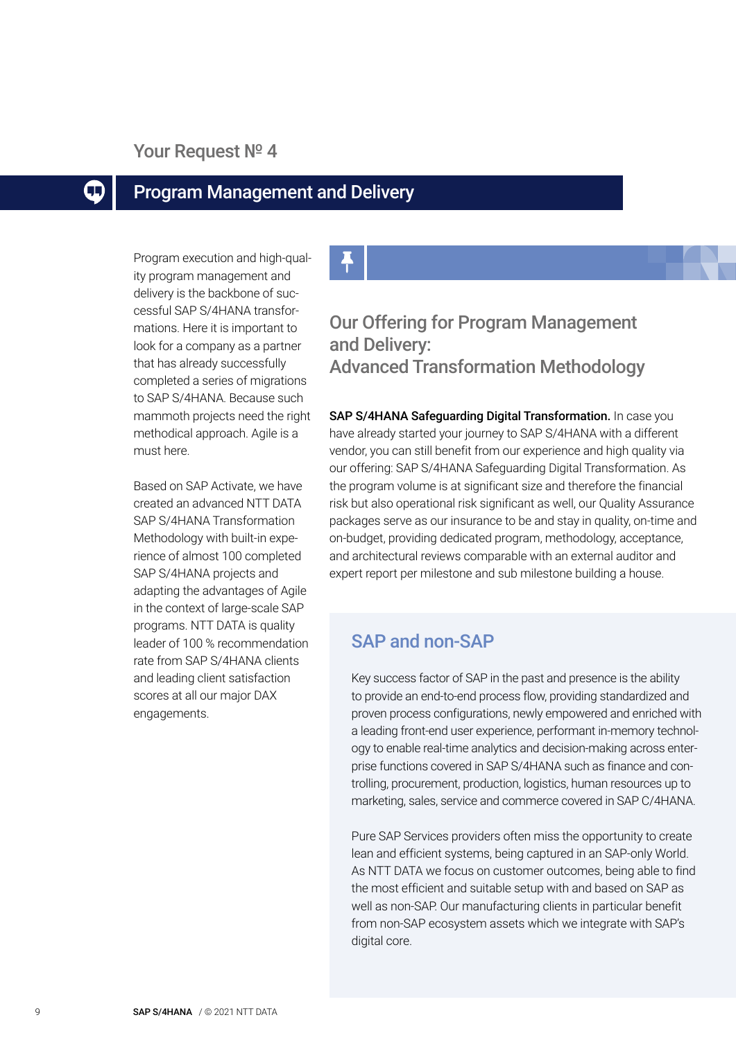Your Request № 4

# Program Management and Delivery

Program execution and high-quality program management and delivery is the backbone of successful SAP S/4HANA transformations. Here it is important to look for a company as a partner that has already successfully completed a series of migrations to SAP S/4HANA. Because such mammoth projects need the right methodical approach. Agile is a must here.

Based on SAP Activate, we have created an advanced NTT DATA SAP S/4HANA Transformation Methodology with built-in experience of almost 100 completed SAP S/4HANA projects and adapting the advantages of Agile in the context of large-scale SAP programs. NTT DATA is quality leader of 100 % recommendation rate from SAP S/4HANA clients and leading client satisfaction scores at all our major DAX engagements.

## Our Offering for Program Management and Delivery: Advanced Transformation Methodology

**SAP S/4HANA Safeguarding Digital Transformation.** In case you have already started your journey to SAP S/4HANA with a different vendor, you can still benefit from our experience and high quality via our offering: SAP S/4HANA Safeguarding Digital Transformation. As the program volume is at significant size and therefore the financial risk but also operational risk significant as well, our Quality Assurance packages serve as our insurance to be and stay in quality, on-time and on-budget, providing dedicated program, methodology, acceptance, and architectural reviews comparable with an external auditor and expert report per milestone and sub milestone building a house.

## SAP and non-SAP

Key success factor of SAP in the past and presence is the ability to provide an end-to-end process flow, providing standardized and proven process configurations, newly empowered and enriched with a leading front-end user experience, performant in-memory technology to enable real-time analytics and decision-making across enterprise functions covered in SAP S/4HANA such as finance and controlling, procurement, production, logistics, human resources up to marketing, sales, service and commerce covered in SAP C/4HANA.

Pure SAP Services providers often miss the opportunity to create lean and efficient systems, being captured in an SAP-only World. As NTT DATA we focus on customer outcomes, being able to find the most efficient and suitable setup with and based on SAP as well as non-SAP. Our manufacturing clients in particular benefit from non-SAP ecosystem assets which we integrate with SAP's digital core.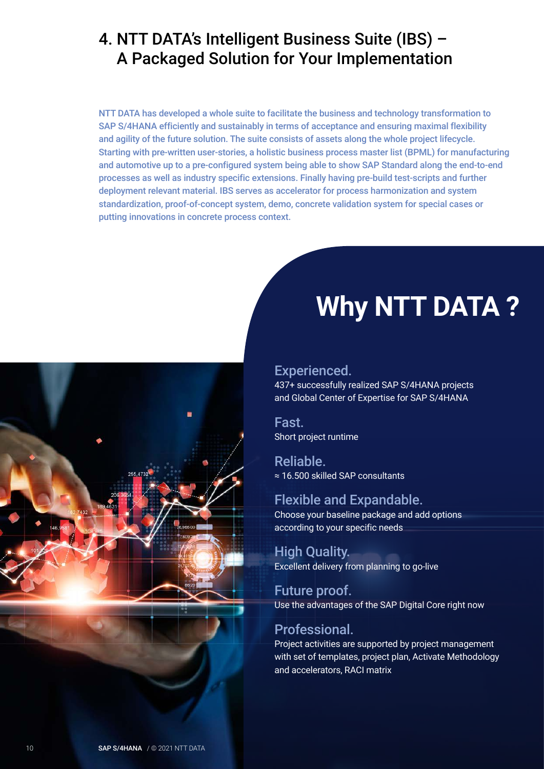## 4. NTT DATA's Intelligent Business Suite (IBS) – A Packaged Solution for Your Implementation

NTT DATA has developed a whole suite to facilitate the business and technology transformation to SAP S/4HANA efficiently and sustainably in terms of acceptance and ensuring maximal flexibility and agility of the future solution. The suite consists of assets along the whole project lifecycle. Starting with pre-written user-stories, a holistic business process master list (BPML) for manufacturing and automotive up to a pre-configured system being able to show SAP Standard along the end-to-end processes as well as industry specific extensions. Finally having pre-build test-scripts and further deployment relevant material. IBS serves as accelerator for process harmonization and system standardization, proof-of-concept system, demo, concrete validation system for special cases or putting innovations in concrete process context.

# Why NTT DATA ?

### Experienced.
437+ successfully realized SAP S/4HANA projects and Global Center of Expertise for SAP S/4HANA

### Fast.
Short project runtime

### Reliable.
≈ 16.500 skilled SAP consultants

### Flexible and Expandable.
Choose your baseline package and add options according to your specific needs

### High Quality.
Excellent delivery from planning to go-live

### Future proof.
Use the advantages of the SAP Digital Core right now

### Professional.
Project activities are supported by project management with set of templates, project plan, Activate Methodology and accelerators, RACI matrix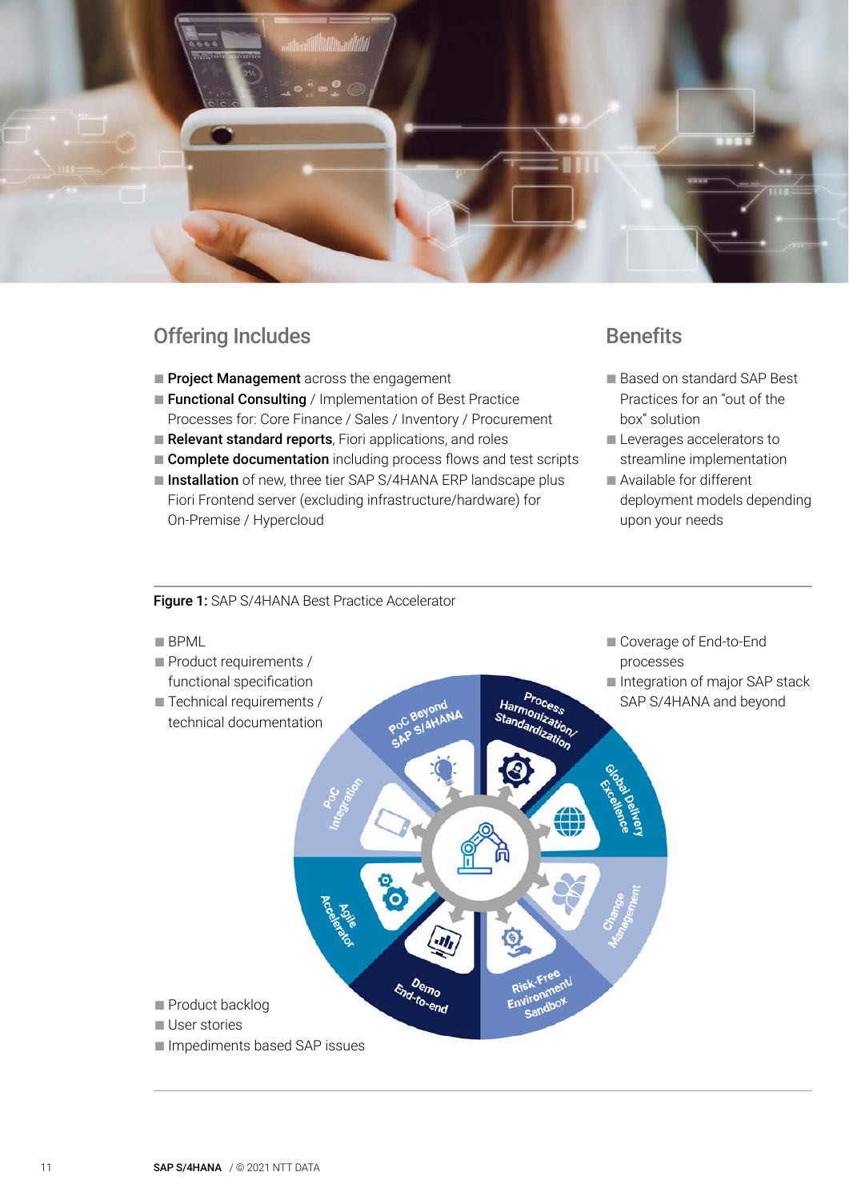## Offering Includes

- **Project Management** across the engagement
- **Functional Consulting** / Implementation of Best Practice Processes for: Core Finance / Sales / Inventory / Procurement
- **Relevant standard reports**, Fiori applications, and roles
- **Complete documentation** including process flows and test scripts
- **Installation** of new, three tier SAP S/4HANA ERP landscape plus Fiori Frontend server (excluding infrastructure/hardware) for On-Premise / Hypercloud

## Benefits

- Based on standard SAP Best Practices for an "out of the box" solution
- Leverages accelerators to streamline implementation
- Available for different deployment models depending upon your needs

**Figure 1:** SAP S/4HANA Best Practice Accelerator

- BPML
- Product requirements / functional specification
- Technical requirements / technical documentation

- Coverage of End-to-End processes
- Integration of major SAP stack SAP S/4HANA and beyond

PoC Beyond SAP S/4HANA

Process Harmonization/ Standardization

Global Delivery Excellence

Change Management

Risk-Free Environment/ Sandbox

Demo End-to-end

Agile Accelerator

PoC Integration

- Product backlog
- User stories
- Impediments based SAP issues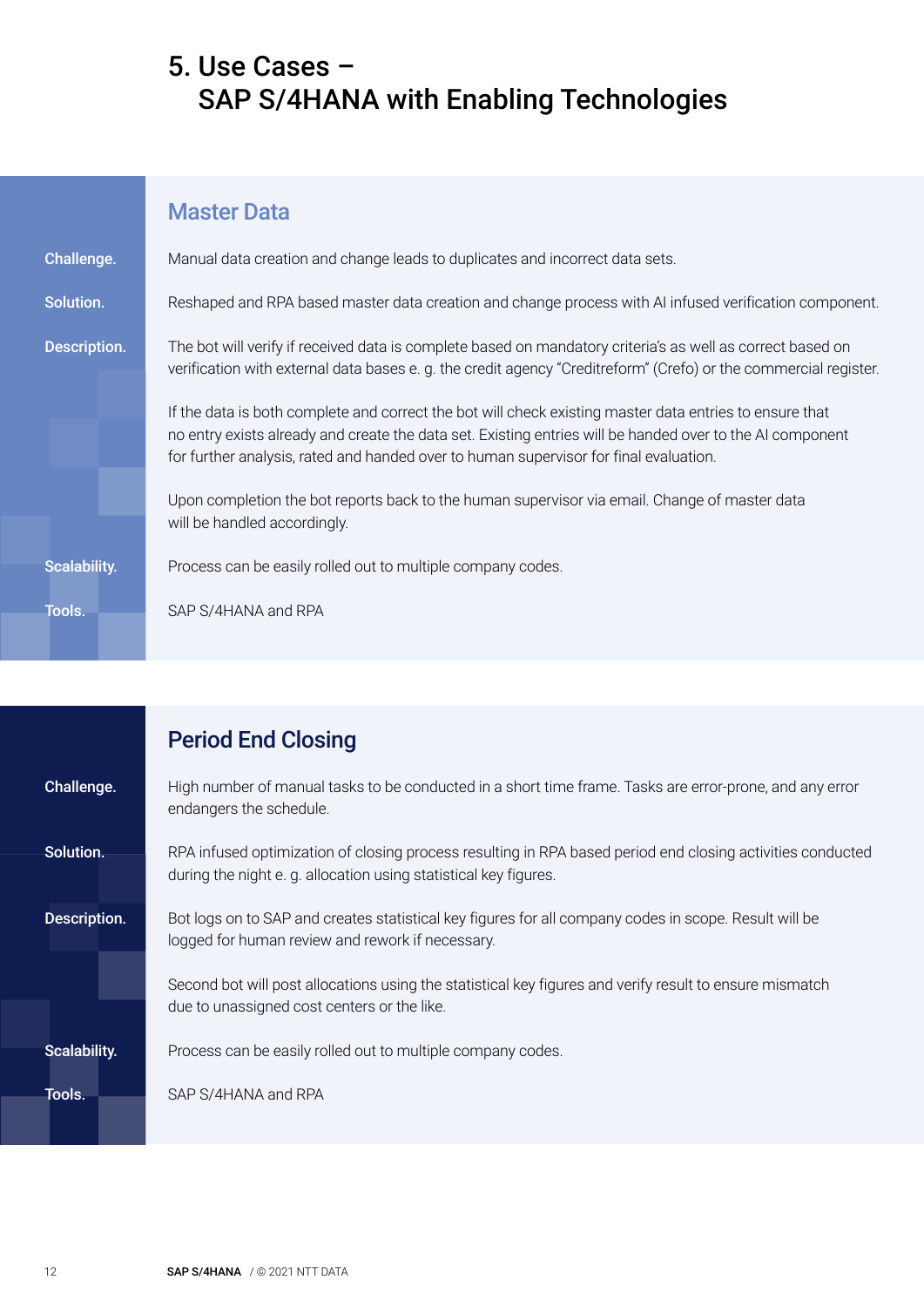# 5. Use Cases – SAP S/4HANA with Enabling Technologies

## Master Data

**Challenge.** Manual data creation and change leads to duplicates and incorrect data sets.

**Solution.** Reshaped and RPA based master data creation and change process with AI infused verification component.

**Description.** The bot will verify if received data is complete based on mandatory criteria's as well as correct based on verification with external data bases e. g. the credit agency "Creditreform" (Crefo) or the commercial register.

If the data is both complete and correct the bot will check existing master data entries to ensure that no entry exists already and create the data set. Existing entries will be handed over to the AI component for further analysis, rated and handed over to human supervisor for final evaluation.

Upon completion the bot reports back to the human supervisor via email. Change of master data will be handled accordingly.

**Scalability.** Process can be easily rolled out to multiple company codes.

**Tools.** SAP S/4HANA and RPA

## Period End Closing

**Challenge.** High number of manual tasks to be conducted in a short time frame. Tasks are error-prone, and any error endangers the schedule.

**Solution.** RPA infused optimization of closing process resulting in RPA based period end closing activities conducted during the night e. g. allocation using statistical key figures.

**Description.** Bot logs on to SAP and creates statistical key figures for all company codes in scope. Result will be logged for human review and rework if necessary.

Second bot will post allocations using the statistical key figures and verify result to ensure mismatch due to unassigned cost centers or the like.

**Scalability.** Process can be easily rolled out to multiple company codes.

**Tools.** SAP S/4HANA and RPA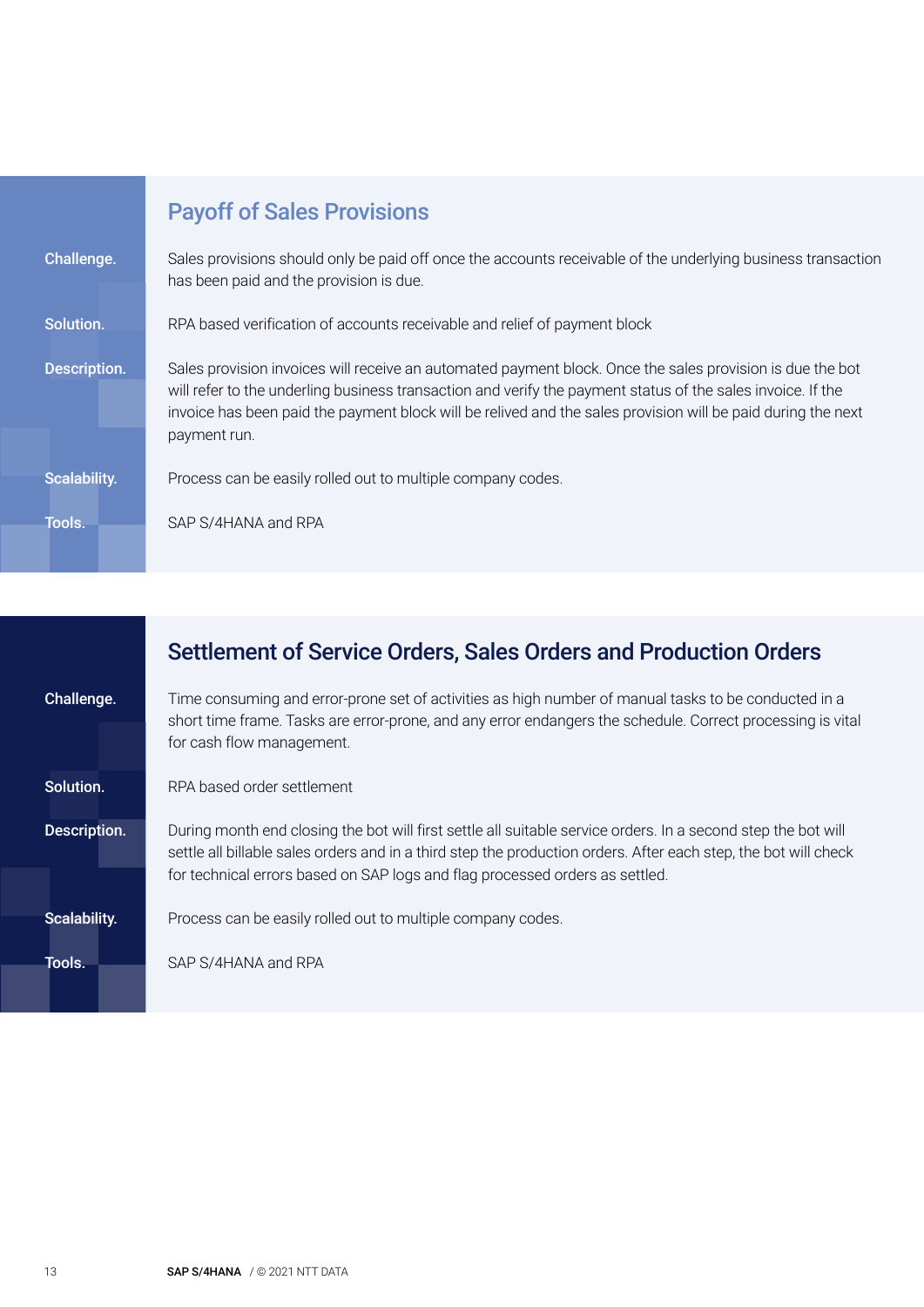## Payoff of Sales Provisions

**Challenge.** Sales provisions should only be paid off once the accounts receivable of the underlying business transaction has been paid and the provision is due.

**Solution.** RPA based verification of accounts receivable and relief of payment block

**Description.** Sales provision invoices will receive an automated payment block. Once the sales provision is due the bot will refer to the underling business transaction and verify the payment status of the sales invoice. If the invoice has been paid the payment block will be relived and the sales provision will be paid during the next payment run.

**Scalability.** Process can be easily rolled out to multiple company codes.

**Tools.** SAP S/4HANA and RPA

## Settlement of Service Orders, Sales Orders and Production Orders

**Challenge.** Time consuming and error-prone set of activities as high number of manual tasks to be conducted in a short time frame. Tasks are error-prone, and any error endangers the schedule. Correct processing is vital for cash flow management.

**Solution.** RPA based order settlement

**Description.** During month end closing the bot will first settle all suitable service orders. In a second step the bot will settle all billable sales orders and in a third step the production orders. After each step, the bot will check for technical errors based on SAP logs and flag processed orders as settled.

**Scalability.** Process can be easily rolled out to multiple company codes.

**Tools.** SAP S/4HANA and RPA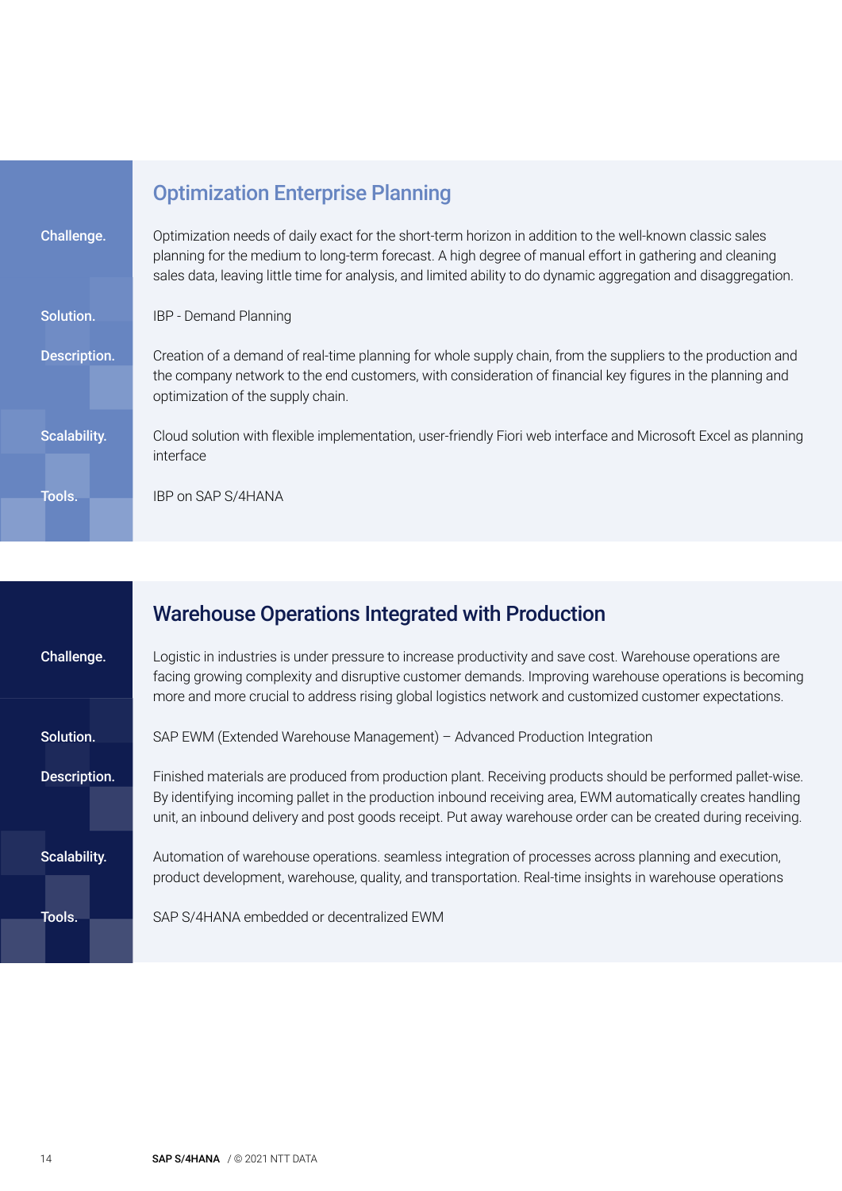## Optimization Enterprise Planning

**Challenge.** Optimization needs of daily exact for the short-term horizon in addition to the well-known classic sales planning for the medium to long-term forecast. A high degree of manual effort in gathering and cleaning sales data, leaving little time for analysis, and limited ability to do dynamic aggregation and disaggregation.

**Solution.** IBP - Demand Planning

**Description.** Creation of a demand of real-time planning for whole supply chain, from the suppliers to the production and the company network to the end customers, with consideration of financial key figures in the planning and optimization of the supply chain.

**Scalability.** Cloud solution with flexible implementation, user-friendly Fiori web interface and Microsoft Excel as planning interface

**Tools.** IBP on SAP S/4HANA

## Warehouse Operations Integrated with Production

**Challenge.** Logistic in industries is under pressure to increase productivity and save cost. Warehouse operations are facing growing complexity and disruptive customer demands. Improving warehouse operations is becoming more and more crucial to address rising global logistics network and customized customer expectations.

**Solution.** SAP EWM (Extended Warehouse Management) – Advanced Production Integration

**Description.** Finished materials are produced from production plant. Receiving products should be performed pallet-wise. By identifying incoming pallet in the production inbound receiving area, EWM automatically creates handling unit, an inbound delivery and post goods receipt. Put away warehouse order can be created during receiving.

**Scalability.** Automation of warehouse operations. seamless integration of processes across planning and execution, product development, warehouse, quality, and transportation. Real-time insights in warehouse operations

**Tools.** SAP S/4HANA embedded or decentralized EWM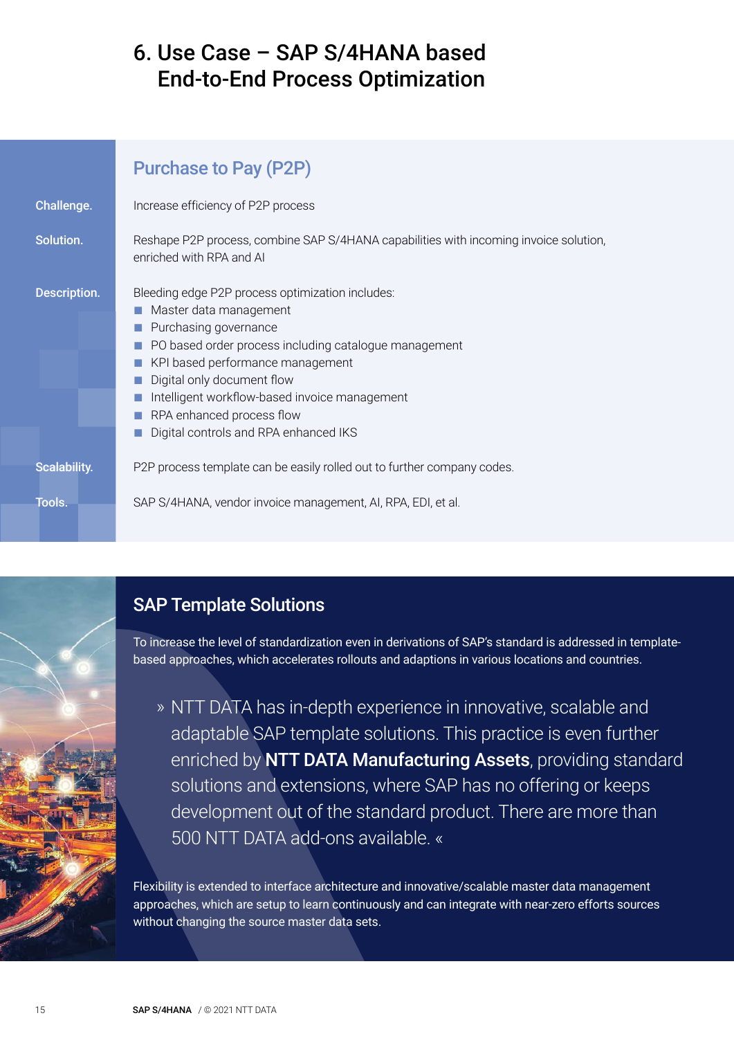# 6. Use Case – SAP S/4HANA based End-to-End Process Optimization

## Purchase to Pay (P2P)

**Challenge.** Increase efficiency of P2P process

**Solution.** Reshape P2P process, combine SAP S/4HANA capabilities with incoming invoice solution, enriched with RPA and AI

**Description.** Bleeding edge P2P process optimization includes:

- Master data management
- Purchasing governance
- PO based order process including catalogue management
- KPI based performance management
- Digital only document flow
- Intelligent workflow-based invoice management
- RPA enhanced process flow
- Digital controls and RPA enhanced IKS

**Scalability.** P2P process template can be easily rolled out to further company codes.

**Tools.** SAP S/4HANA, vendor invoice management, AI, RPA, EDI, et al.

## SAP Template Solutions

To increase the level of standardization even in derivations of SAP's standard is addressed in template-based approaches, which accelerates rollouts and adaptions in various locations and countries.

» NTT DATA has in-depth experience in innovative, scalable and adaptable SAP template solutions. This practice is even further enriched by **NTT DATA Manufacturing Assets**, providing standard solutions and extensions, where SAP has no offering or keeps development out of the standard product. There are more than 500 NTT DATA add-ons available. «

Flexibility is extended to interface architecture and innovative/scalable master data management approaches, which are setup to learn continuously and can integrate with near-zero efforts sources without changing the source master data sets.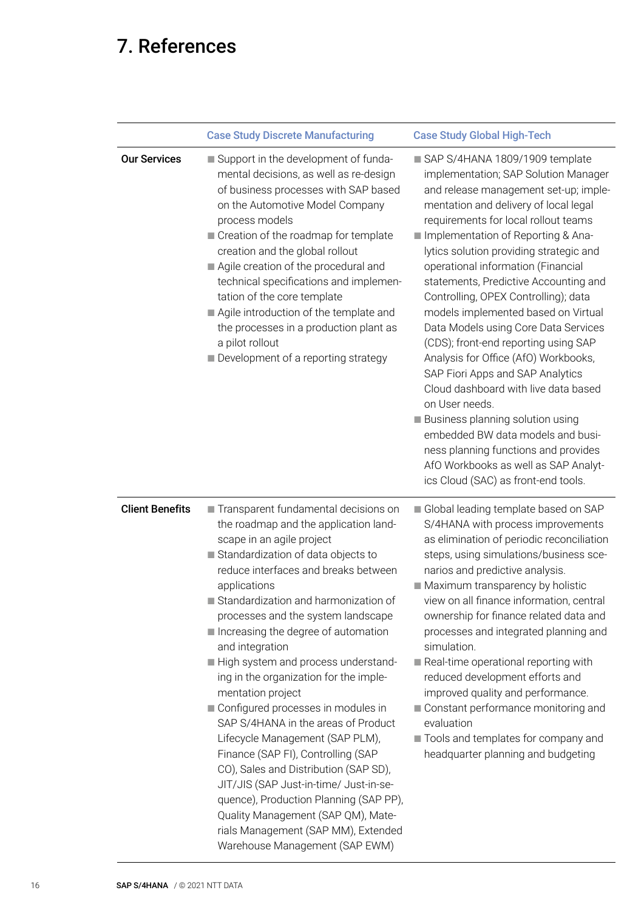# 7. References

| | Case Study Discrete Manufacturing | Case Study Global High-Tech |
|---|---|---|
| **Our Services** | ■ Support in the development of fundamental decisions, as well as re-design of business processes with SAP based on the Automotive Model Company process models<br>■ Creation of the roadmap for template creation and the global rollout<br>■ Agile creation of the procedural and technical specifications and implementation of the core template<br>■ Agile introduction of the template and the processes in a production plant as a pilot rollout<br>■ Development of a reporting strategy | ■ SAP S/4HANA 1809/1909 template implementation; SAP Solution Manager and release management set-up; implementation and delivery of local legal requirements for local rollout teams<br>■ Implementation of Reporting & Analytics solution providing strategic and operational information (Financial statements, Predictive Accounting and Controlling, OPEX Controlling); data models implemented based on Virtual Data Models using Core Data Services (CDS); front-end reporting using SAP Analysis for Office (AfO) Workbooks, SAP Fiori Apps and SAP Analytics Cloud dashboard with live data based on User needs.<br>■ Business planning solution using embedded BW data models and business planning functions and provides AfO Workbooks as well as SAP Analytics Cloud (SAC) as front-end tools. |
| **Client Benefits** | ■ Transparent fundamental decisions on the roadmap and the application landscape in an agile project<br>■ Standardization of data objects to reduce interfaces and breaks between applications<br>■ Standardization and harmonization of processes and the system landscape<br>■ Increasing the degree of automation and integration<br>■ High system and process understanding in the organization for the implementation project<br>■ Configured processes in modules in SAP S/4HANA in the areas of Product Lifecycle Management (SAP PLM), Finance (SAP FI), Controlling (SAP CO), Sales and Distribution (SAP SD), JIT/JIS (SAP Just-in-time/ Just-in-sequence), Production Planning (SAP PP), Quality Management (SAP QM), Materials Management (SAP MM), Extended Warehouse Management (SAP EWM) | ■ Global leading template based on SAP S/4HANA with process improvements as elimination of periodic reconciliation steps, using simulations/business scenarios and predictive analysis.<br>■ Maximum transparency by holistic view on all finance information, central ownership for finance related data and processes and integrated planning and simulation.<br>■ Real-time operational reporting with reduced development efforts and improved quality and performance.<br>■ Constant performance monitoring and evaluation<br>■ Tools and templates for company and headquarter planning and budgeting |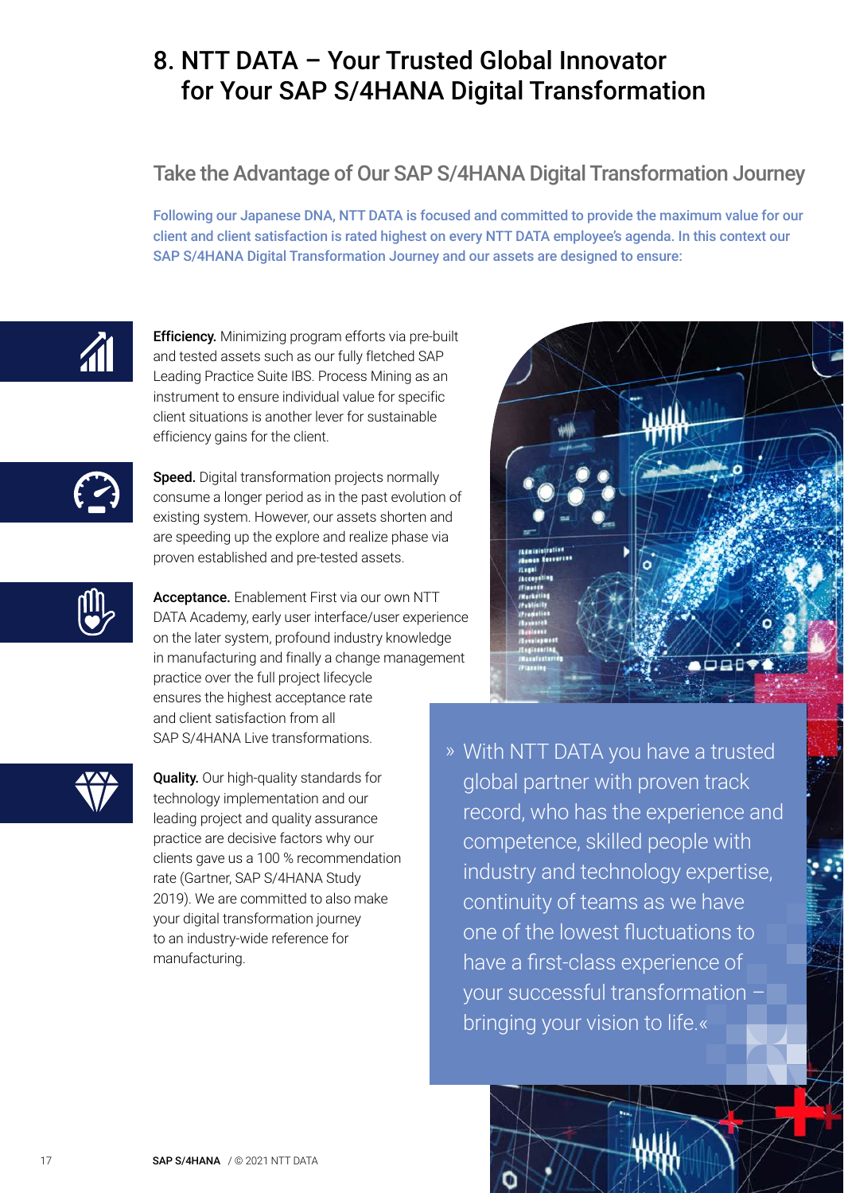# 8. NTT DATA – Your Trusted Global Innovator for Your SAP S/4HANA Digital Transformation

## Take the Advantage of Our SAP S/4HANA Digital Transformation Journey

Following our Japanese DNA, NTT DATA is focused and committed to provide the maximum value for our client and client satisfaction is rated highest on every NTT DATA employee's agenda. In this context our SAP S/4HANA Digital Transformation Journey and our assets are designed to ensure:

**Efficiency.** Minimizing program efforts via pre-built and tested assets such as our fully fletched SAP Leading Practice Suite IBS. Process Mining as an instrument to ensure individual value for specific client situations is another lever for sustainable efficiency gains for the client.

**Speed.** Digital transformation projects normally consume a longer period as in the past evolution of existing system. However, our assets shorten and are speeding up the explore and realize phase via proven established and pre-tested assets.

**Acceptance.** Enablement First via our own NTT DATA Academy, early user interface/user experience on the later system, profound industry knowledge in manufacturing and finally a change management practice over the full project lifecycle ensures the highest acceptance rate and client satisfaction from all SAP S/4HANA Live transformations.

**Quality.** Our high-quality standards for technology implementation and our leading project and quality assurance practice are decisive factors why our clients gave us a 100 % recommendation rate (Gartner, SAP S/4HANA Study 2019). We are committed to also make your digital transformation journey to an industry-wide reference for manufacturing.

» With NTT DATA you have a trusted global partner with proven track record, who has the experience and competence, skilled people with industry and technology expertise, continuity of teams as we have one of the lowest fluctuations to have a first-class experience of your successful transformation – bringing your vision to life.«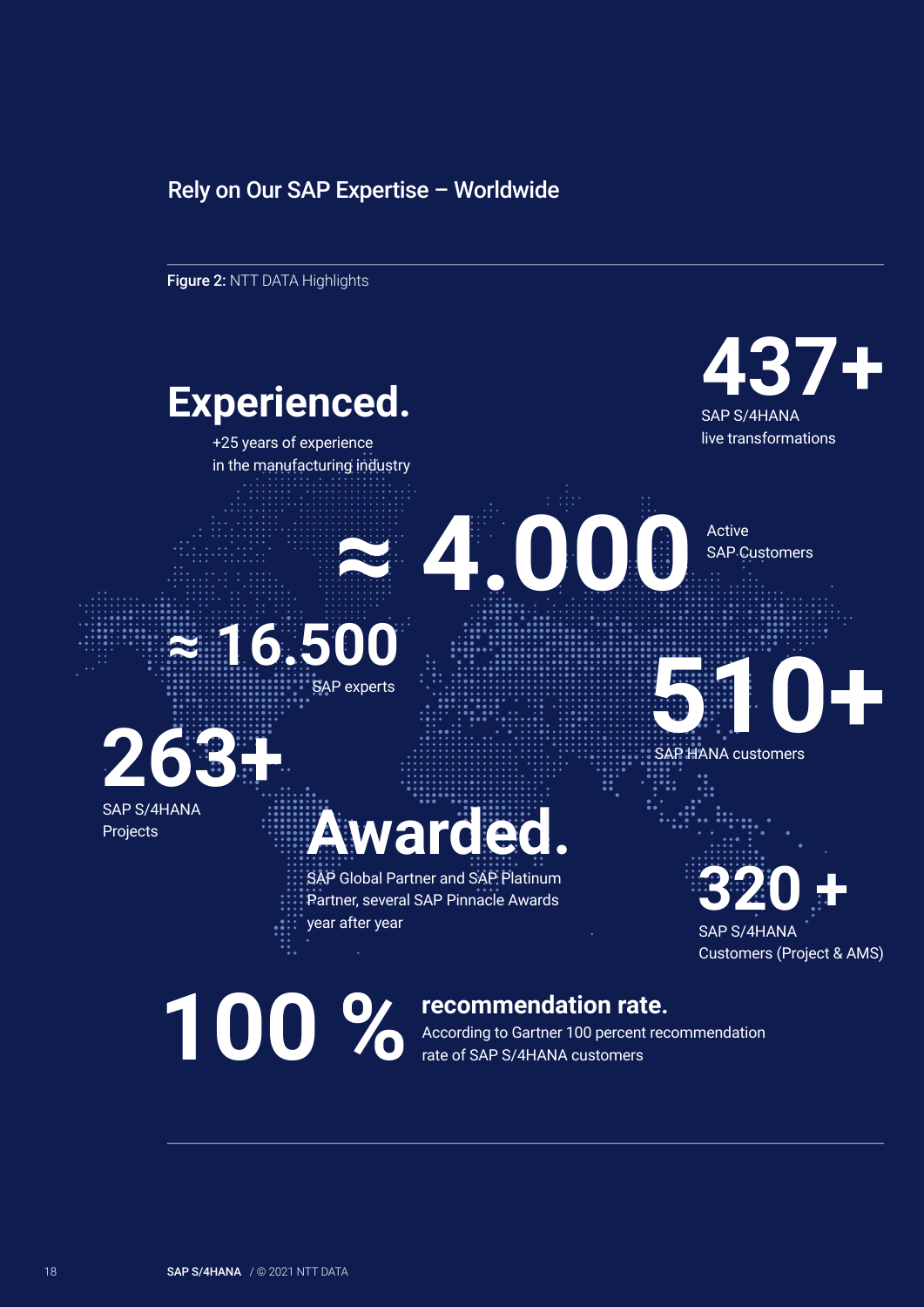## Rely on Our SAP Expertise – Worldwide

**Figure 2:** NTT DATA Highlights

**Experienced.**
+25 years of experience in the manufacturing industry

**437+**
SAP S/4HANA live transformations

**≈ 4.000**
Active SAP Customers

**≈ 16.500**
SAP experts

**510+**
SAP HANA customers

**263+**
SAP S/4HANA Projects

**Awarded.**
SAP Global Partner and SAP Platinum Partner, several SAP Pinnacle Awards year after year

**320 +**
SAP S/4HANA Customers (Project & AMS)

**100 %** **recommendation rate.**
According to Gartner 100 percent recommendation rate of SAP S/4HANA customers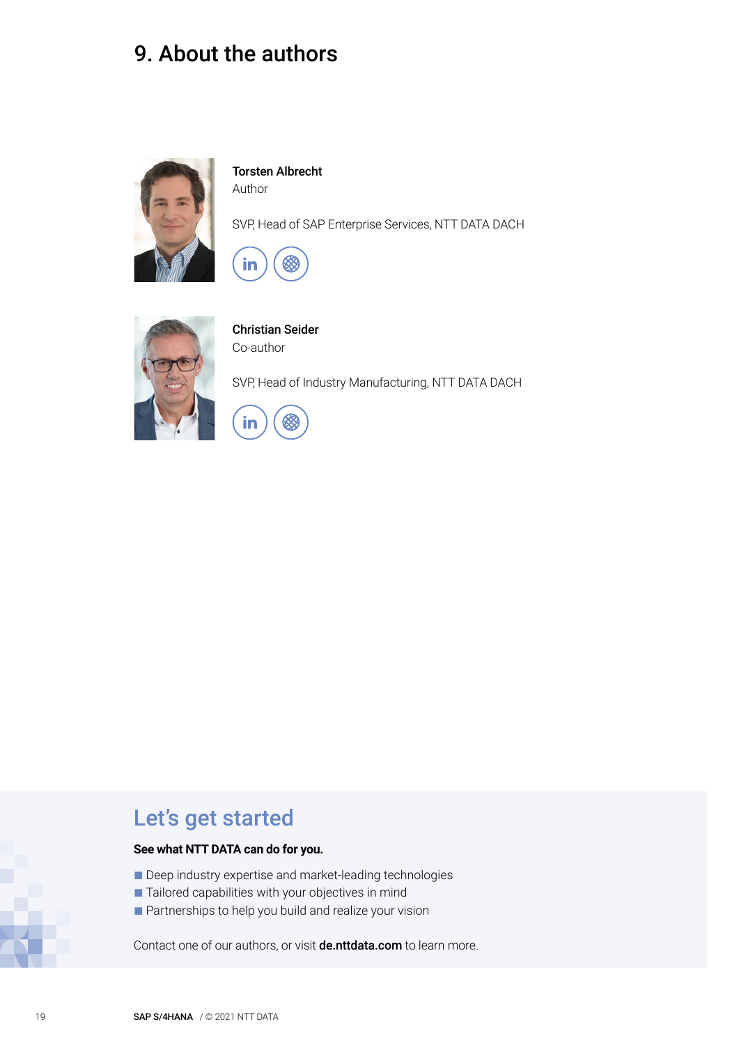# 9. About the authors

**Torsten Albrecht**
Author

SVP, Head of SAP Enterprise Services, NTT DATA DACH

**Christian Seider**
Co-author

SVP, Head of Industry Manufacturing, NTT DATA DACH

## Let's get started

**See what NTT DATA can do for you.**

- Deep industry expertise and market-leading technologies
- Tailored capabilities with your objectives in mind
- Partnerships to help you build and realize your vision

Contact one of our authors, or visit **de.nttdata.com** to learn more.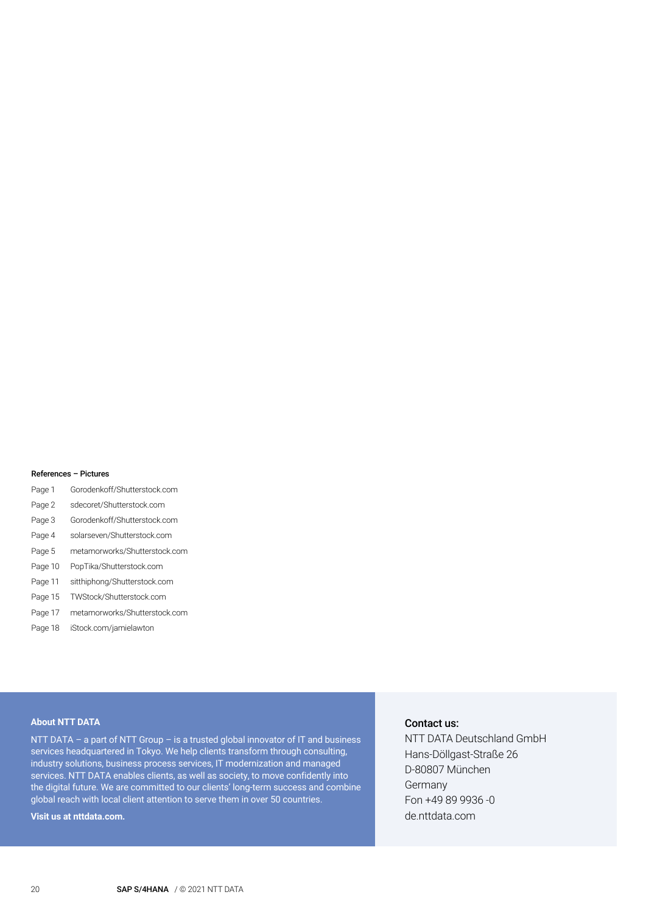**References – Pictures**

| | |
|---|---|
| Page 1 | Gorodenkoff/Shutterstock.com |
| Page 2 | sdecoret/Shutterstock.com |
| Page 3 | Gorodenkoff/Shutterstock.com |
| Page 4 | solarseven/Shutterstock.com |
| Page 5 | metamorworks/Shutterstock.com |
| Page 10 | PopTika/Shutterstock.com |
| Page 11 | sitthiphong/Shutterstock.com |
| Page 15 | TWStock/Shutterstock.com |
| Page 17 | metamorworks/Shutterstock.com |
| Page 18 | iStock.com/jamielawton |

**About NTT DATA**

NTT DATA – a part of NTT Group – is a trusted global innovator of IT and business services headquartered in Tokyo. We help clients transform through consulting, industry solutions, business process services, IT modernization and managed services. NTT DATA enables clients, as well as society, to move confidently into the digital future. We are committed to our clients' long-term success and combine global reach with local client attention to serve them in over 50 countries.

**Visit us at nttdata.com.**

**Contact us:**

NTT DATA Deutschland GmbH
Hans-Döllgast-Straße 26
D-80807 München
Germany
Fon +49 89 9936 -0
de.nttdata.com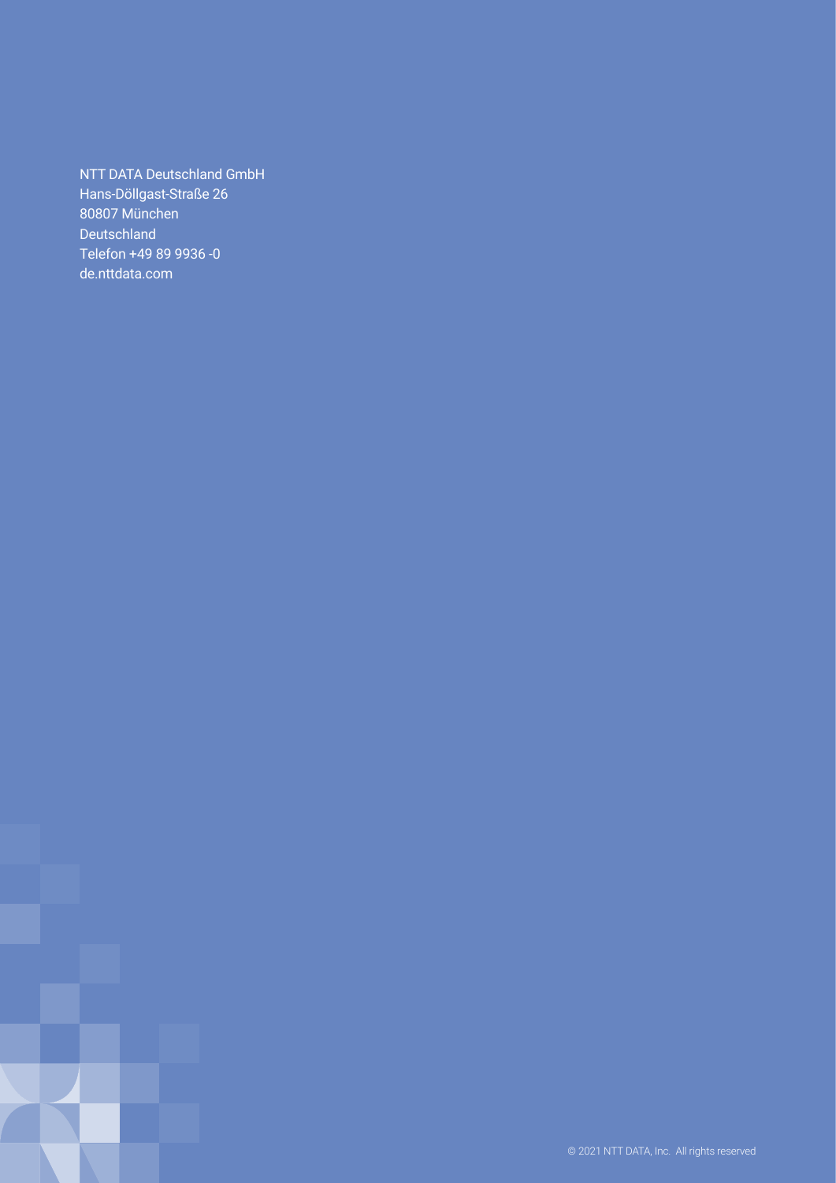NTT DATA Deutschland GmbH
Hans-Döllgast-Straße 26
80807 München
Deutschland
Telefon +49 89 9936 -0
de.nttdata.com

© 2021 NTT DATA, Inc. All rights reserved